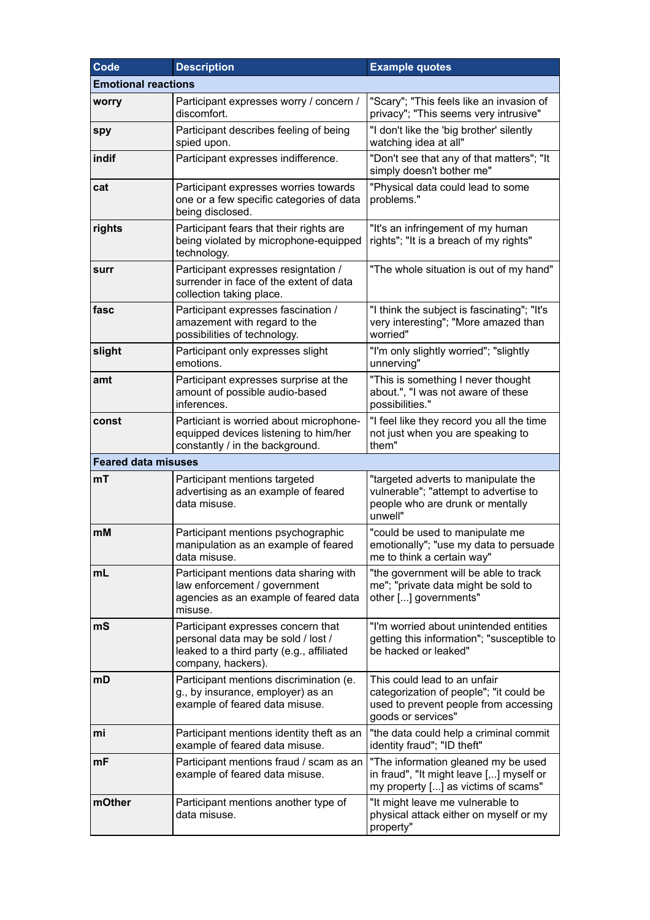| Code | Description | Example quotes |
|---|---|---|
| **Emotional reactions** | | |
| **worry** | Participant expresses worry / concern / discomfort. | "Scary"; "This feels like an invasion of privacy"; "This seems very intrusive" |
| **spy** | Participant describes feeling of being spied upon. | "I don't like the 'big brother' silently watching idea at all" |
| **indif** | Participant expresses indifference. | "Don't see that any of that matters"; "It simply doesn't bother me" |
| **cat** | Participant expresses worries towards one or a few specific categories of data being disclosed. | "Physical data could lead to some problems." |
| **rights** | Participant fears that their rights are being violated by microphone-equipped technology. | "It's an infringement of my human rights"; "It is a breach of my rights" |
| **surr** | Participant expresses resigntation / surrender in face of the extent of data collection taking place. | "The whole situation is out of my hand" |
| **fasc** | Participant expresses fascination / amazement with regard to the possibilities of technology. | "I think the subject is fascinating"; "It's very interesting"; "More amazed than worried" |
| **slight** | Participant only expresses slight emotions. | "I'm only slightly worried"; "slightly unnerving" |
| **amt** | Participant expresses surprise at the amount of possible audio-based inferences. | "This is something I never thought about.", "I was not aware of these possibilities." |
| **const** | Particiant is worried about microphone-equipped devices listening to him/her constantly / in the background. | "I feel like they record you all the time not just when you are speaking to them" |
| **Feared data misuses** | | |
| **mT** | Participant mentions targeted advertising as an example of feared data misuse. | "targeted adverts to manipulate the vulnerable"; "attempt to advertise to people who are drunk or mentally unwell" |
| **mM** | Participant mentions psychographic manipulation as an example of feared data misuse. | "could be used to manipulate me emotionally"; "use my data to persuade me to think a certain way" |
| **mL** | Participant mentions data sharing with law enforcement / government agencies as an example of feared data misuse. | "the government will be able to track me"; "private data might be sold to other [...] governments" |
| **mS** | Participant expresses concern that personal data may be sold / lost / leaked to a third party (e.g., affiliated company, hackers). | "I'm worried about unintended entities getting this information"; "susceptible to be hacked or leaked" |
| **mD** | Participant mentions discrimination (e. g., by insurance, employer) as an example of feared data misuse. | This could lead to an unfair categorization of people"; "it could be used to prevent people from accessing goods or services" |
| **mi** | Participant mentions identity theft as an example of feared data misuse. | "the data could help a criminal commit identity fraud"; "ID theft" |
| **mF** | Participant mentions fraud / scam as an example of feared data misuse. | "The information gleaned my be used in fraud", "It might leave [,..] myself or my property [...] as victims of scams" |
| **mOther** | Participant mentions another type of data misuse. | "It might leave me vulnerable to physical attack either on myself or my property" |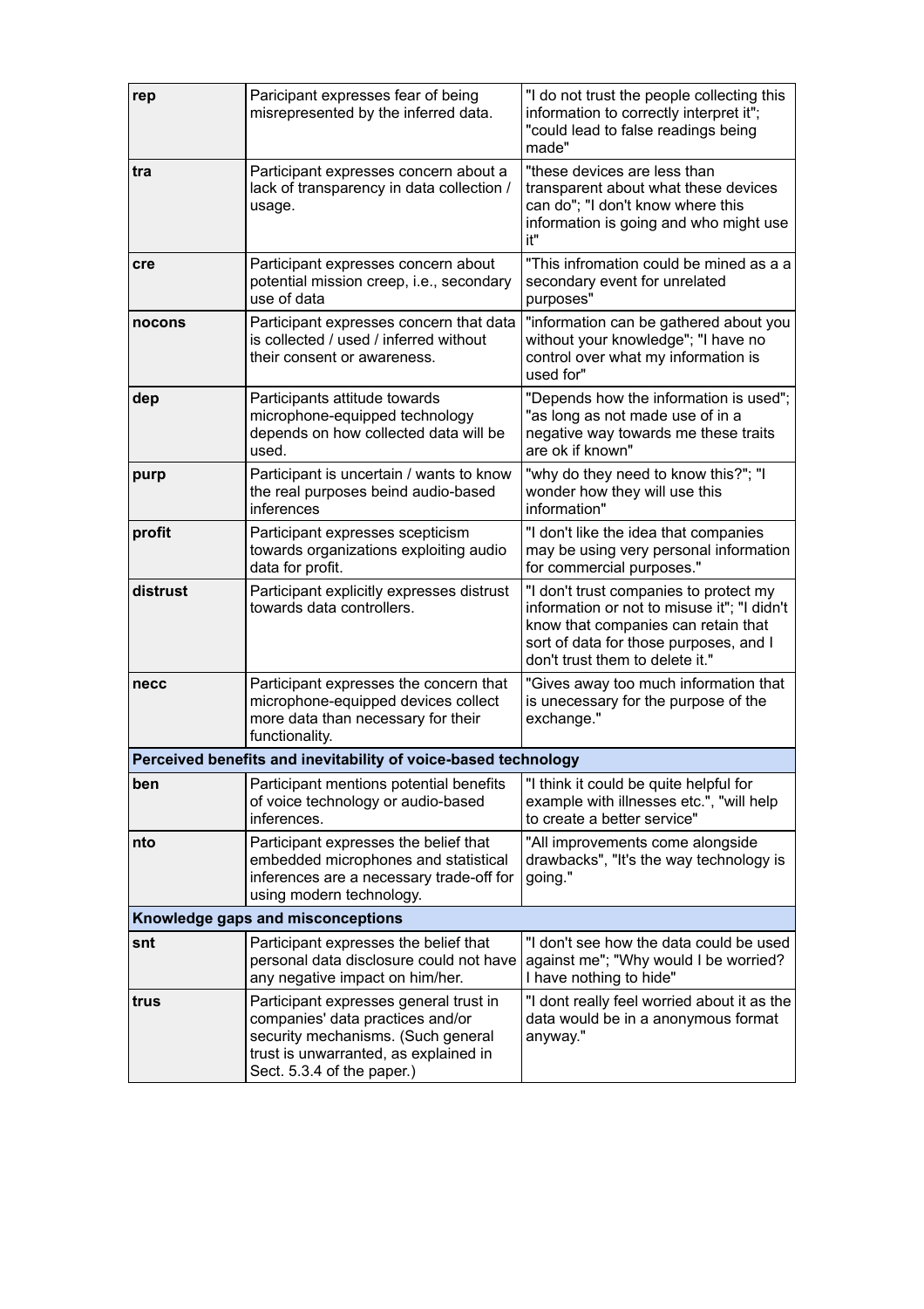| | | |
|---|---|---|
| **rep** | Paricipant expresses fear of being misrepresented by the inferred data. | "I do not trust the people collecting this information to correctly interpret it"; "could lead to false readings being made" |
| **tra** | Participant expresses concern about a lack of transparency in data collection / usage. | "these devices are less than transparent about what these devices can do"; "I don't know where this information is going and who might use it" |
| **cre** | Participant expresses concern about potential mission creep, i.e., secondary use of data | "This infromation could be mined as a a secondary event for unrelated purposes" |
| **nocons** | Participant expresses concern that data is collected / used / inferred without their consent or awareness. | "information can be gathered about you without your knowledge"; "I have no control over what my information is used for" |
| **dep** | Participants attitude towards microphone-equipped technology depends on how collected data will be used. | "Depends how the information is used"; "as long as not made use of in a negative way towards me these traits are ok if known" |
| **purp** | Participant is uncertain / wants to know the real purposes beind audio-based inferences | "why do they need to know this?"; "I wonder how they will use this information" |
| **profit** | Participant expresses scepticism towards organizations exploiting audio data for profit. | "I don't like the idea that companies may be using very personal information for commercial purposes." |
| **distrust** | Participant explicitly expresses distrust towards data controllers. | "I don't trust companies to protect my information or not to misuse it"; "I didn't know that companies can retain that sort of data for those purposes, and I don't trust them to delete it." |
| **necc** | Participant expresses the concern that microphone-equipped devices collect more data than necessary for their functionality. | "Gives away too much information that is unecessary for the purpose of the exchange." |
| **Perceived benefits and inevitability of voice-based technology** | | |
| **ben** | Participant mentions potential benefits of voice technology or audio-based inferences. | "I think it could be quite helpful for example with illnesses etc.", "will help to create a better service" |
| **nto** | Participant expresses the belief that embedded microphones and statistical inferences are a necessary trade-off for using modern technology. | "All improvements come alongside drawbacks", "It's the way technology is going." |
| **Knowledge gaps and misconceptions** | | |
| **snt** | Participant expresses the belief that personal data disclosure could not have any negative impact on him/her. | "I don't see how the data could be used against me"; "Why would I be worried? I have nothing to hide" |
| **trus** | Participant expresses general trust in companies' data practices and/or security mechanisms. (Such general trust is unwarranted, as explained in Sect. 5.3.4 of the paper.) | "I dont really feel worried about it as the data would be in a anonymous format anyway." |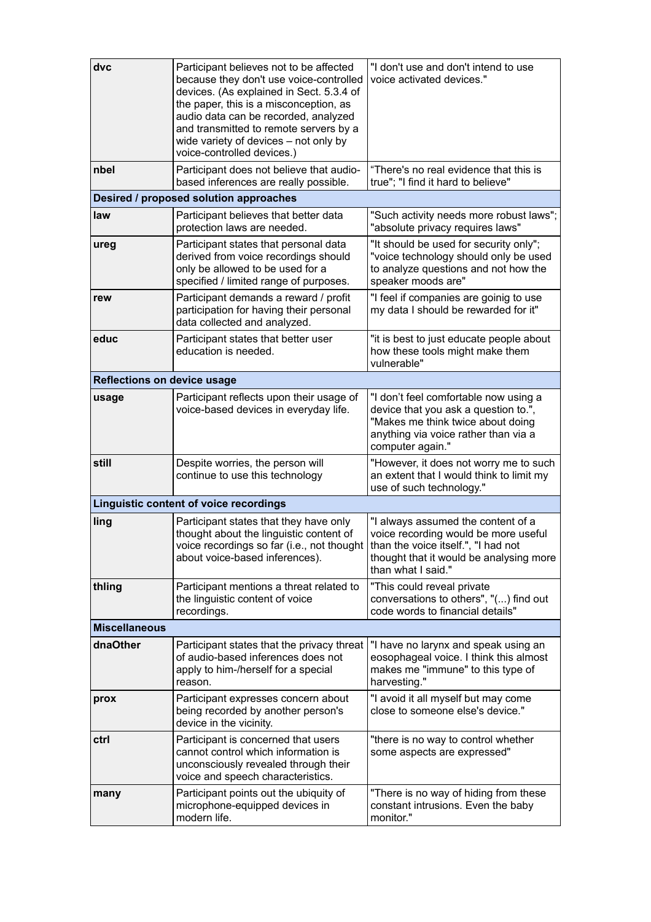| | | |
|---|---|---|
| **dvc** | Participant believes not to be affected because they don't use voice-controlled devices. (As explained in Sect. 5.3.4 of the paper, this is a misconception, as audio data can be recorded, analyzed and transmitted to remote servers by a wide variety of devices – not only by voice-controlled devices.) | "I don't use and don't intend to use voice activated devices." |
| **nbel** | Participant does not believe that audio-based inferences are really possible. | “There's no real evidence that this is true"; "I find it hard to believe" |
| **Desired / proposed solution approaches** | | |
| **law** | Participant believes that better data protection laws are needed. | "Such activity needs more robust laws"; "absolute privacy requires laws" |
| **ureg** | Participant states that personal data derived from voice recordings should only be allowed to be used for a specified / limited range of purposes. | "It should be used for security only"; "voice technology should only be used to analyze questions and not how the speaker moods are" |
| **rew** | Participant demands a reward / profit participation for having their personal data collected and analyzed. | "I feel if companies are goinig to use my data I should be rewarded for it" |
| **educ** | Participant states that better user education is needed. | "it is best to just educate people about how these tools might make them vulnerable" |
| **Reflections on device usage** | | |
| **usage** | Participant reflects upon their usage of voice-based devices in everyday life. | "I don't feel comfortable now using a device that you ask a question to.", "Makes me think twice about doing anything via voice rather than via a computer again." |
| **still** | Despite worries, the person will continue to use this technology | "However, it does not worry me to such an extent that I would think to limit my use of such technology." |
| **Linguistic content of voice recordings** | | |
| **ling** | Participant states that they have only thought about the linguistic content of voice recordings so far (i.e., not thought about voice-based inferences). | "I always assumed the content of a voice recording would be more useful than the voice itself.", "I had not thought that it would be analysing more than what I said." |
| **thling** | Participant mentions a threat related to the linguistic content of voice recordings. | "This could reveal private conversations to others", "(...) find out code words to financial details" |
| **Miscellaneous** | | |
| **dnaOther** | Participant states that the privacy threat of audio-based inferences does not apply to him-/herself for a special reason. | "I have no larynx and speak using an eosophageal voice. I think this almost makes me "immune" to this type of harvesting." |
| **prox** | Participant expresses concern about being recorded by another person's device in the vicinity. | "I avoid it all myself but may come close to someone else's device." |
| **ctrl** | Participant is concerned that users cannot control which information is unconsciously revealed through their voice and speech characteristics. | "there is no way to control whether some aspects are expressed" |
| **many** | Participant points out the ubiquity of microphone-equipped devices in modern life. | "There is no way of hiding from these constant intrusions. Even the baby monitor." |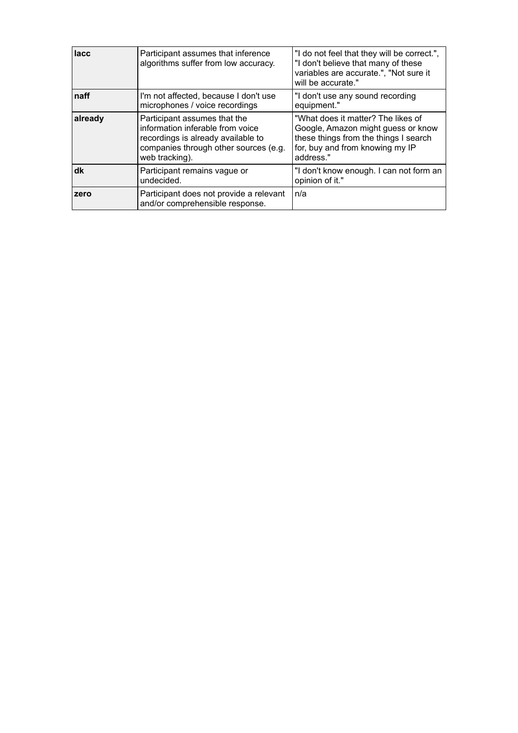| | | |
|---|---|---|
| **lacc** | Participant assumes that inference algorithms suffer from low accuracy. | "I do not feel that they will be correct.", "I don't believe that many of these variables are accurate.", "Not sure it will be accurate." |
| **naff** | I'm not affected, because I don't use microphones / voice recordings | "I don't use any sound recording equipment." |
| **already** | Participant assumes that the information inferable from voice recordings is already available to companies through other sources (e.g. web tracking). | "What does it matter? The likes of Google, Amazon might guess or know these things from the things I search for, buy and from knowing my IP address." |
| **dk** | Participant remains vague or undecided. | "I don't know enough. I can not form an opinion of it." |
| **zero** | Participant does not provide a relevant and/or comprehensible response. | n/a |